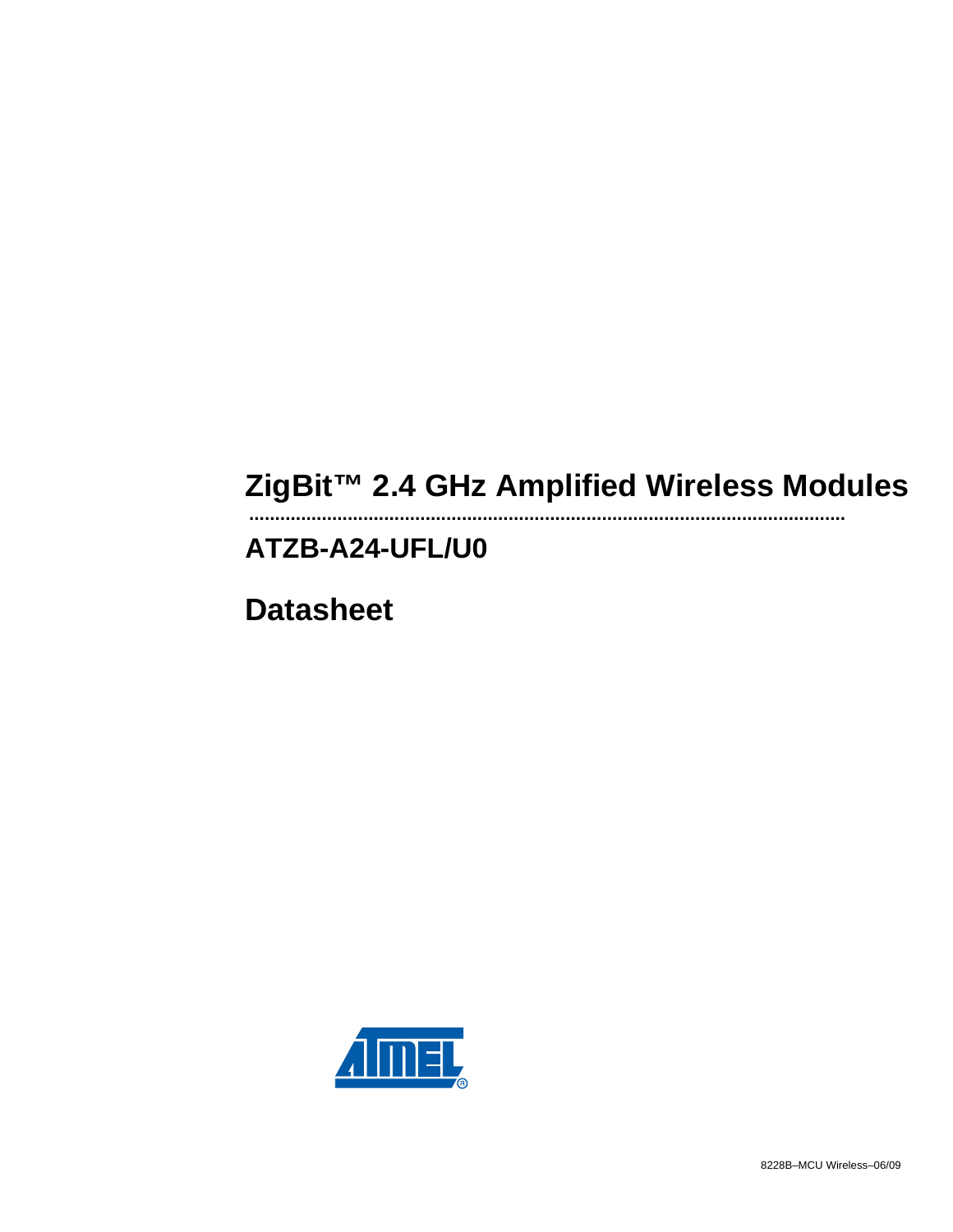# ZigBit™ 2.4 GHz Amplified Wireless Modules

## ATZB-A24-UFL/U0

## Datasheet

8228B–MCU Wireless–06/09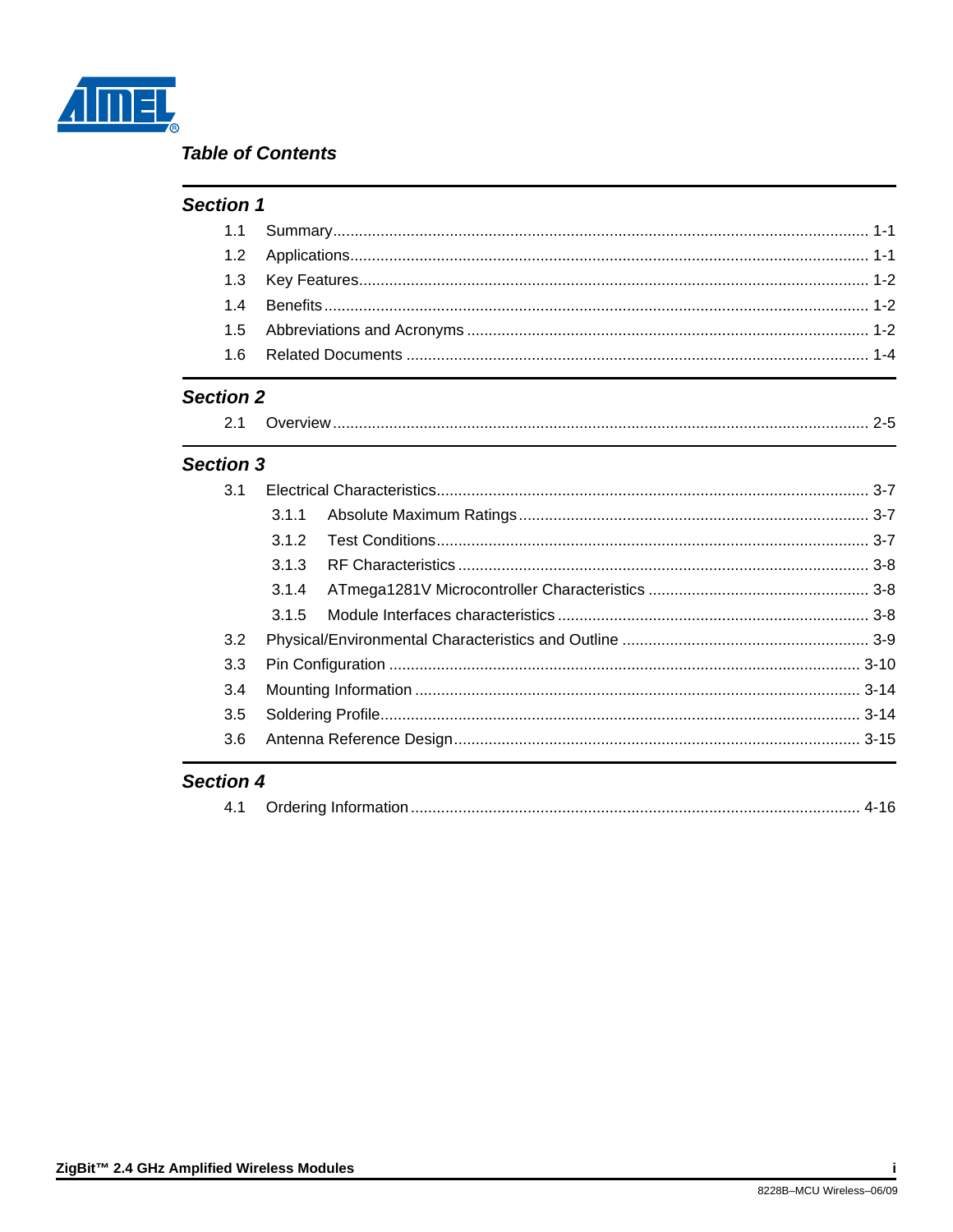## Table of Contents

### Section 1

1.1 Summary ........................................................................................................ 1-1

1.2 Applications ................................................................................................... 1-1

1.3 Key Features .................................................................................................. 1-2

1.4 Benefits .......................................................................................................... 1-2

1.5 Abbreviations and Acronyms ......................................................................... 1-2

1.6 Related Documents ....................................................................................... 1-4

### Section 2

2.1 Overview ........................................................................................................ 2-5

### Section 3

3.1 Electrical Characteristics ................................................................................ 3-7

- 3.1.1 Absolute Maximum Ratings ................................................................. 3-7
- 3.1.2 Test Conditions .................................................................................... 3-7
- 3.1.3 RF Characteristics ............................................................................... 3-8
- 3.1.4 ATmega1281V Microcontroller Characteristics ................................... 3-8
- 3.1.5 Module Interfaces characteristics ........................................................ 3-8

3.2 Physical/Environmental Characteristics and Outline ...................................... 3-9

3.3 Pin Configuration .......................................................................................... 3-10

3.4 Mounting Information .................................................................................... 3-14

3.5 Soldering Profile ............................................................................................ 3-14

3.6 Antenna Reference Design ........................................................................... 3-15

### Section 4

4.1 Ordering Information ..................................................................................... 4-16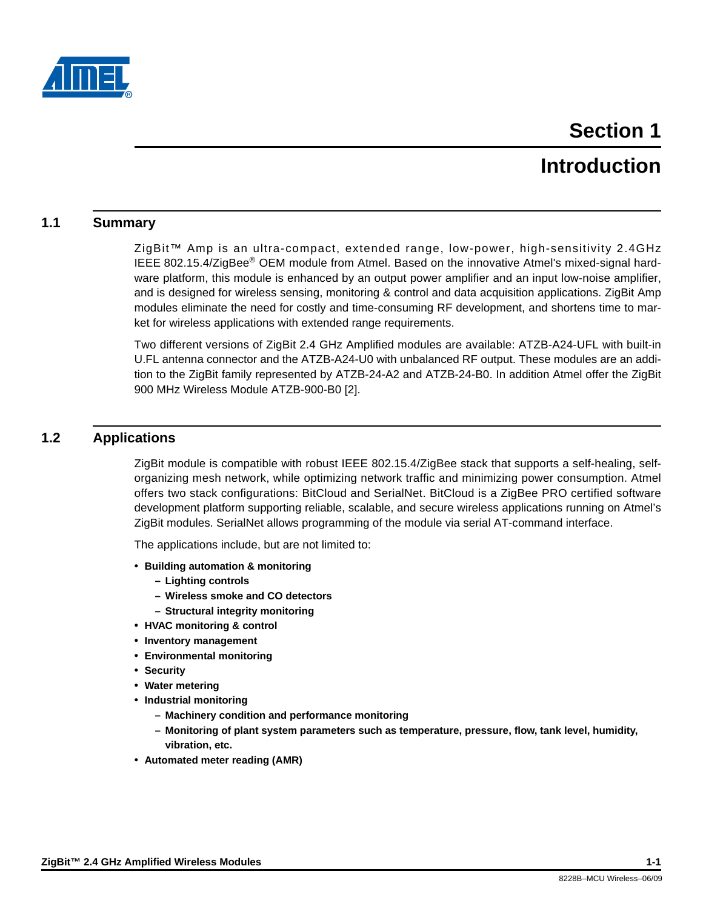# Section 1

# Introduction

## 1.1 Summary

ZigBit™ Amp is an ultra-compact, extended range, low-power, high-sensitivity 2.4GHz IEEE 802.15.4/ZigBee® OEM module from Atmel. Based on the innovative Atmel's mixed-signal hardware platform, this module is enhanced by an output power amplifier and an input low-noise amplifier, and is designed for wireless sensing, monitoring & control and data acquisition applications. ZigBit Amp modules eliminate the need for costly and time-consuming RF development, and shortens time to market for wireless applications with extended range requirements.

Two different versions of ZigBit 2.4 GHz Amplified modules are available: ATZB-A24-UFL with built-in U.FL antenna connector and the ATZB-A24-U0 with unbalanced RF output. These modules are an addition to the ZigBit family represented by ATZB-24-A2 and ATZB-24-B0. In addition Atmel offer the ZigBit 900 MHz Wireless Module ATZB-900-B0 [2].

## 1.2 Applications

ZigBit module is compatible with robust IEEE 802.15.4/ZigBee stack that supports a self-healing, self-organizing mesh network, while optimizing network traffic and minimizing power consumption. Atmel offers two stack configurations: BitCloud and SerialNet. BitCloud is a ZigBee PRO certified software development platform supporting reliable, scalable, and secure wireless applications running on Atmel's ZigBit modules. SerialNet allows programming of the module via serial AT-command interface.

The applications include, but are not limited to:

- **Building automation & monitoring**
  - **Lighting controls**
  - **Wireless smoke and CO detectors**
  - **Structural integrity monitoring**
- **HVAC monitoring & control**
- **Inventory management**
- **Environmental monitoring**
- **Security**
- **Water metering**
- **Industrial monitoring**
  - **Machinery condition and performance monitoring**
  - **Monitoring of plant system parameters such as temperature, pressure, flow, tank level, humidity, vibration, etc.**
- **Automated meter reading (AMR)**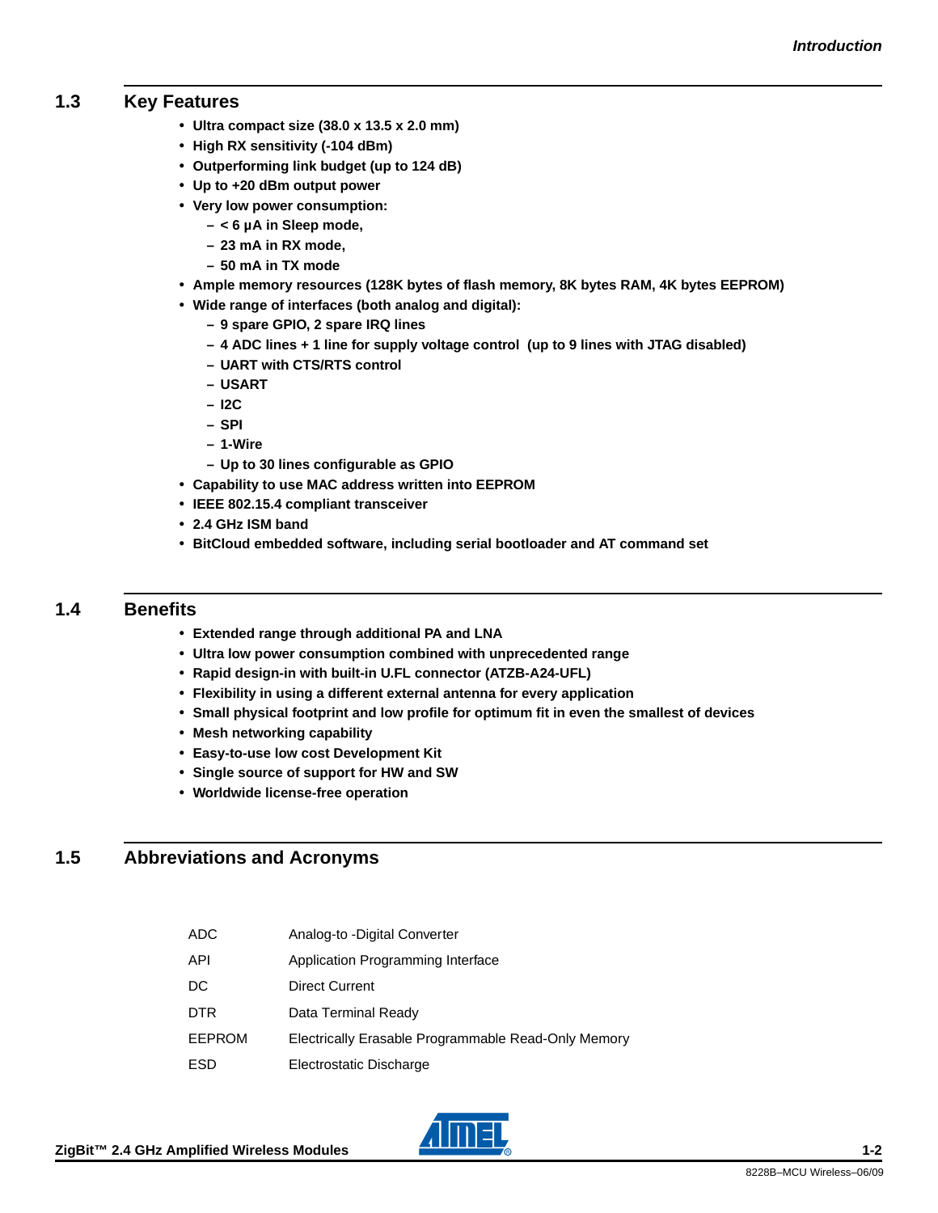## 1.3 Key Features

- **Ultra compact size (38.0 x 13.5 x 2.0 mm)**
- **High RX sensitivity (-104 dBm)**
- **Outperforming link budget (up to 124 dB)**
- **Up to +20 dBm output power**
- **Very low power consumption:**
  - **< 6 µA in Sleep mode,**
  - **23 mA in RX mode,**
  - **50 mA in TX mode**
- **Ample memory resources (128K bytes of flash memory, 8K bytes RAM, 4K bytes EEPROM)**
- **Wide range of interfaces (both analog and digital):**
  - **9 spare GPIO, 2 spare IRQ lines**
  - **4 ADC lines + 1 line for supply voltage control (up to 9 lines with JTAG disabled)**
  - **UART with CTS/RTS control**
  - **USART**
  - **I2C**
  - **SPI**
  - **1-Wire**
  - **Up to 30 lines configurable as GPIO**
- **Capability to use MAC address written into EEPROM**
- **IEEE 802.15.4 compliant transceiver**
- **2.4 GHz ISM band**
- **BitCloud embedded software, including serial bootloader and AT command set**

## 1.4 Benefits

- **Extended range through additional PA and LNA**
- **Ultra low power consumption combined with unprecedented range**
- **Rapid design-in with built-in U.FL connector (ATZB-A24-UFL)**
- **Flexibility in using a different external antenna for every application**
- **Small physical footprint and low profile for optimum fit in even the smallest of devices**
- **Mesh networking capability**
- **Easy-to-use low cost Development Kit**
- **Single source of support for HW and SW**
- **Worldwide license-free operation**

## 1.5 Abbreviations and Acronyms

| | |
|---|---|
| ADC | Analog-to -Digital Converter |
| API | Application Programming Interface |
| DC | Direct Current |
| DTR | Data Terminal Ready |
| EEPROM | Electrically Erasable Programmable Read-Only Memory |
| ESD | Electrostatic Discharge |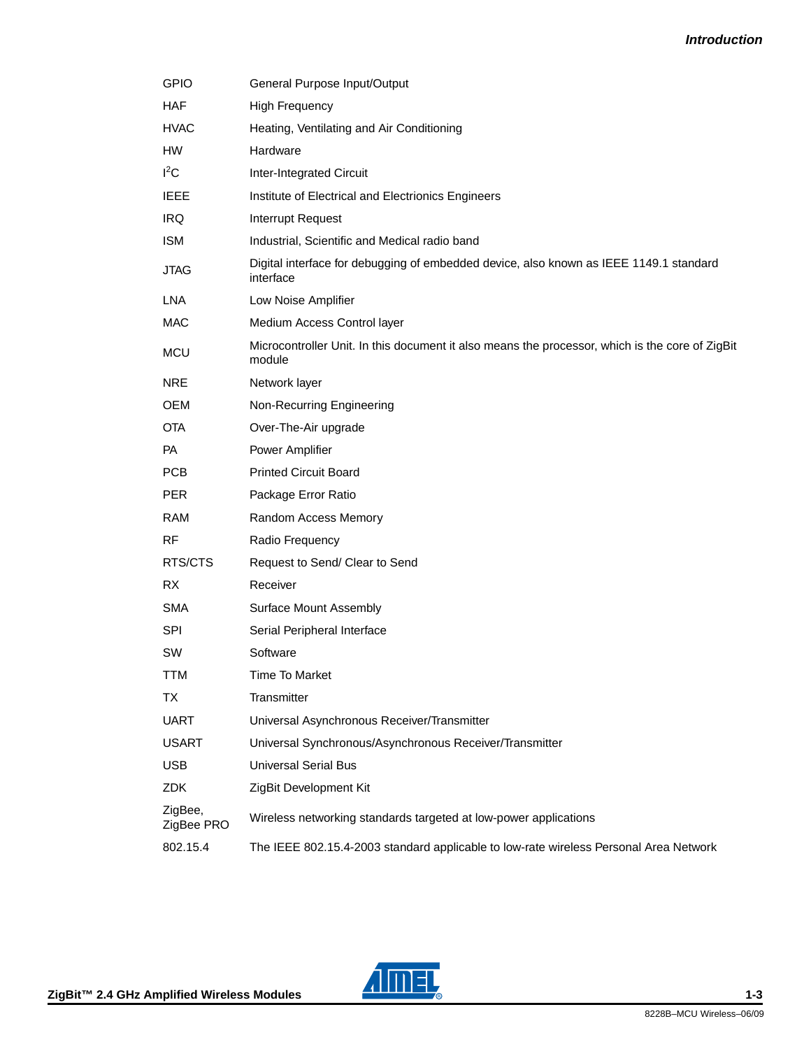| | |
|---|---|
| GPIO | General Purpose Input/Output |
| HAF | High Frequency |
| HVAC | Heating, Ventilating and Air Conditioning |
| HW | Hardware |
| I$^2$C | Inter-Integrated Circuit |
| IEEE | Institute of Electrical and Electronics Engineers |
| IRQ | Interrupt Request |
| ISM | Industrial, Scientific and Medical radio band |
| JTAG | Digital interface for debugging of embedded device, also known as IEEE 1149.1 standard interface |
| LNA | Low Noise Amplifier |
| MAC | Medium Access Control layer |
| MCU | Microcontroller Unit. In this document it also means the processor, which is the core of ZigBit module |
| NRE | Network layer |
| OEM | Non-Recurring Engineering |
| OTA | Over-The-Air upgrade |
| PA | Power Amplifier |
| PCB | Printed Circuit Board |
| PER | Package Error Ratio |
| RAM | Random Access Memory |
| RF | Radio Frequency |
| RTS/CTS | Request to Send/ Clear to Send |
| RX | Receiver |
| SMA | Surface Mount Assembly |
| SPI | Serial Peripheral Interface |
| SW | Software |
| TTM | Time To Market |
| TX | Transmitter |
| UART | Universal Asynchronous Receiver/Transmitter |
| USART | Universal Synchronous/Asynchronous Receiver/Transmitter |
| USB | Universal Serial Bus |
| ZDK | ZigBit Development Kit |
| ZigBee, ZigBee PRO | Wireless networking standards targeted at low-power applications |
| 802.15.4 | The IEEE 802.15.4-2003 standard applicable to low-rate wireless Personal Area Network |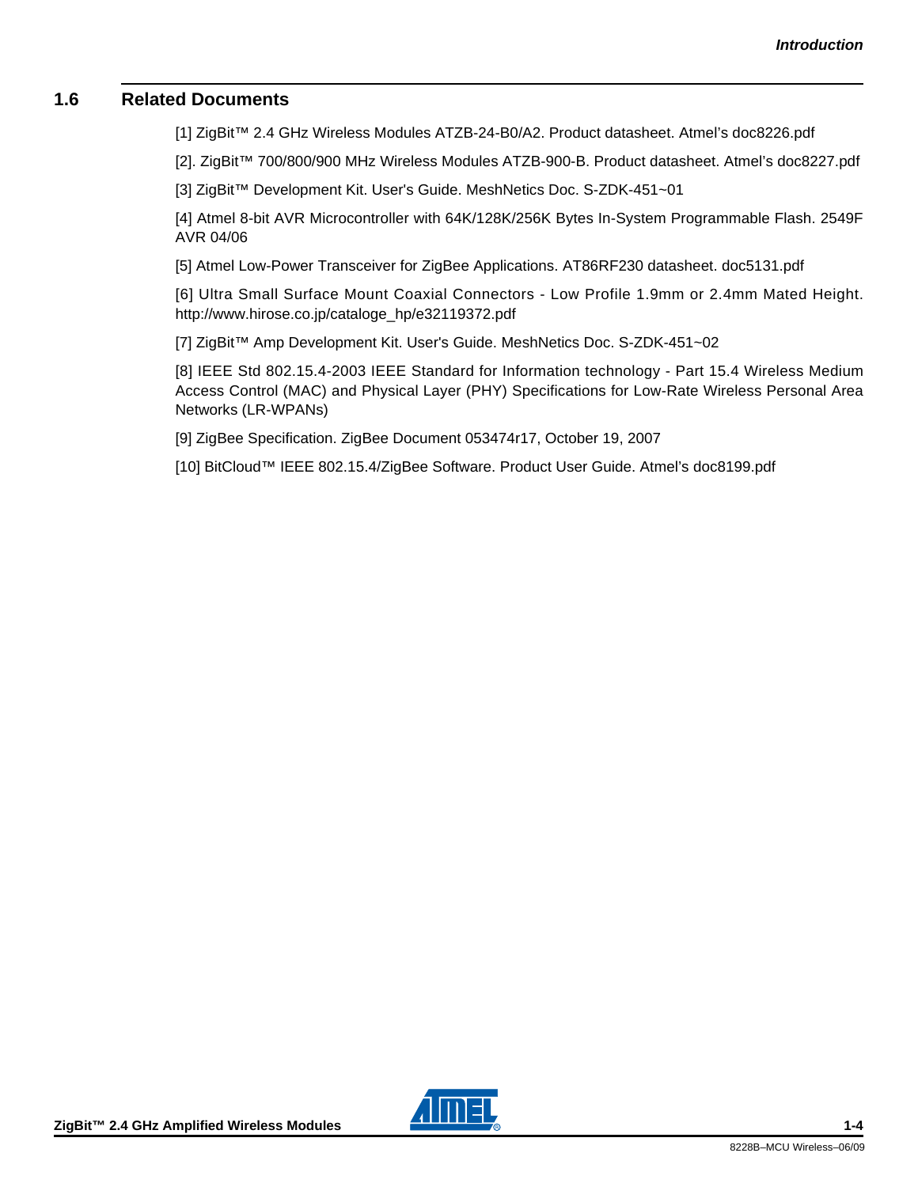## 1.6 Related Documents

[1] ZigBit™ 2.4 GHz Wireless Modules ATZB-24-B0/A2. Product datasheet. Atmel's doc8226.pdf

[2]. ZigBit™ 700/800/900 MHz Wireless Modules ATZB-900-B. Product datasheet. Atmel's doc8227.pdf

[3] ZigBit™ Development Kit. User's Guide. MeshNetics Doc. S-ZDK-451~01

[4] Atmel 8-bit AVR Microcontroller with 64K/128K/256K Bytes In-System Programmable Flash. 2549F AVR 04/06

[5] Atmel Low-Power Transceiver for ZigBee Applications. AT86RF230 datasheet. doc5131.pdf

[6] Ultra Small Surface Mount Coaxial Connectors - Low Profile 1.9mm or 2.4mm Mated Height. http://www.hirose.co.jp/cataloge_hp/e32119372.pdf

[7] ZigBit™ Amp Development Kit. User's Guide. MeshNetics Doc. S-ZDK-451~02

[8] IEEE Std 802.15.4-2003 IEEE Standard for Information technology - Part 15.4 Wireless Medium Access Control (MAC) and Physical Layer (PHY) Specifications for Low-Rate Wireless Personal Area Networks (LR-WPANs)

[9] ZigBee Specification. ZigBee Document 053474r17, October 19, 2007

[10] BitCloud™ IEEE 802.15.4/ZigBee Software. Product User Guide. Atmel's doc8199.pdf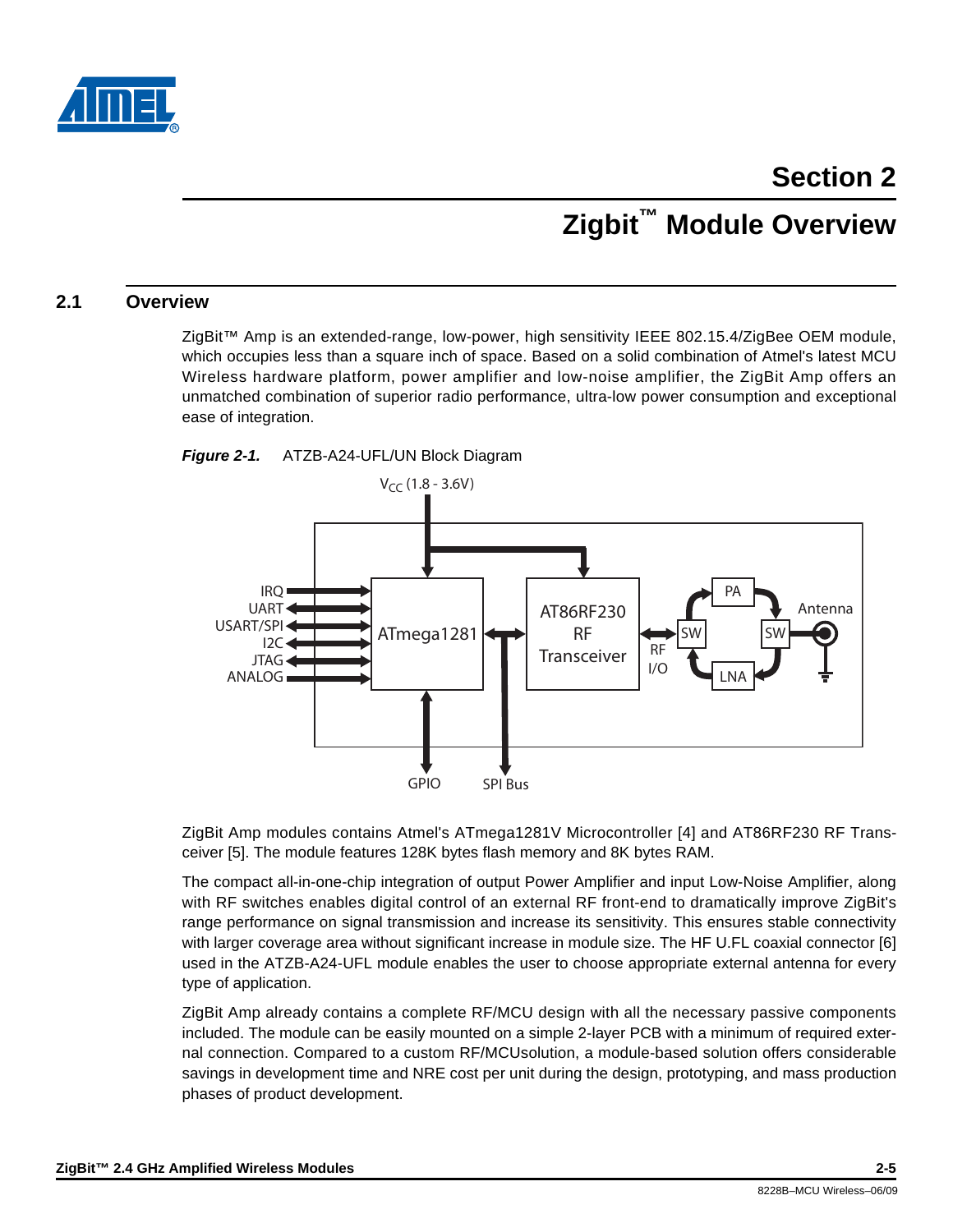# Section 2

# Zigbit™ Module Overview

## 2.1 Overview

ZigBit™ Amp is an extended-range, low-power, high sensitivity IEEE 802.15.4/ZigBee OEM module, which occupies less than a square inch of space. Based on a solid combination of Atmel's latest MCU Wireless hardware platform, power amplifier and low-noise amplifier, the ZigBit Amp offers an unmatched combination of superior radio performance, ultra-low power consumption and exceptional ease of integration.

***Figure 2-1.*** ATZB-A24-UFL/UN Block Diagram

ZigBit Amp modules contains Atmel's ATmega1281V Microcontroller [4] and AT86RF230 RF Transceiver [5]. The module features 128K bytes flash memory and 8K bytes RAM.

The compact all-in-one-chip integration of output Power Amplifier and input Low-Noise Amplifier, along with RF switches enables digital control of an external RF front-end to dramatically improve ZigBit's range performance on signal transmission and increase its sensitivity. This ensures stable connectivity with larger coverage area without significant increase in module size. The HF U.FL coaxial connector [6] used in the ATZB-A24-UFL module enables the user to choose appropriate external antenna for every type of application.

ZigBit Amp already contains a complete RF/MCU design with all the necessary passive components included. The module can be easily mounted on a simple 2-layer PCB with a minimum of required external connection. Compared to a custom RF/MCUsolution, a module-based solution offers considerable savings in development time and NRE cost per unit during the design, prototyping, and mass production phases of product development.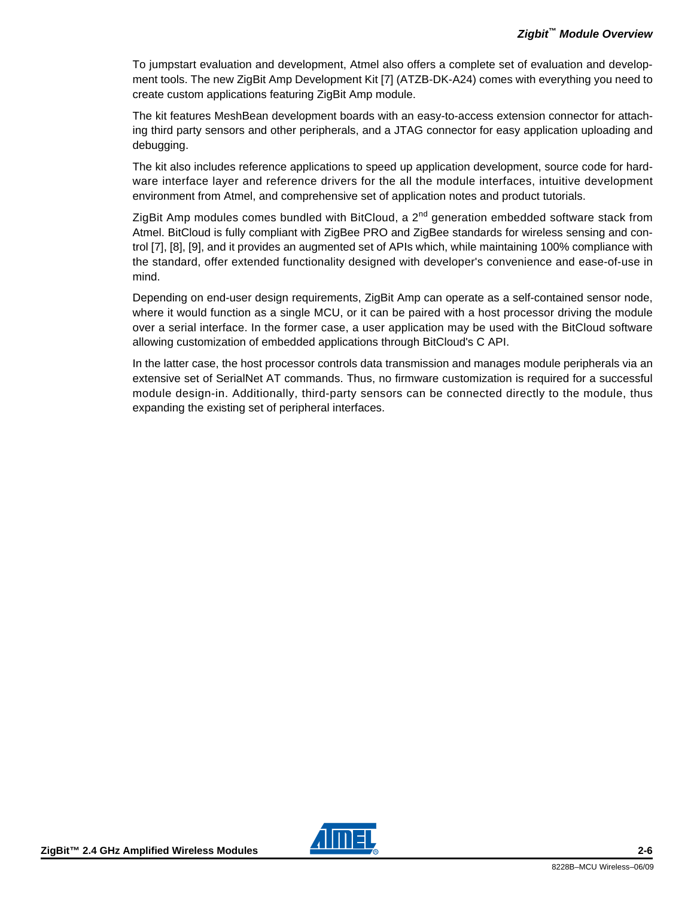To jumpstart evaluation and development, Atmel also offers a complete set of evaluation and development tools. The new ZigBit Amp Development Kit [7] (ATZB-DK-A24) comes with everything you need to create custom applications featuring ZigBit Amp module.

The kit features MeshBean development boards with an easy-to-access extension connector for attaching third party sensors and other peripherals, and a JTAG connector for easy application uploading and debugging.

The kit also includes reference applications to speed up application development, source code for hardware interface layer and reference drivers for the all the module interfaces, intuitive development environment from Atmel, and comprehensive set of application notes and product tutorials.

ZigBit Amp modules comes bundled with BitCloud, a 2nd generation embedded software stack from Atmel. BitCloud is fully compliant with ZigBee PRO and ZigBee standards for wireless sensing and control [7], [8], [9], and it provides an augmented set of APIs which, while maintaining 100% compliance with the standard, offer extended functionality designed with developer's convenience and ease-of-use in mind.

Depending on end-user design requirements, ZigBit Amp can operate as a self-contained sensor node, where it would function as a single MCU, or it can be paired with a host processor driving the module over a serial interface. In the former case, a user application may be used with the BitCloud software allowing customization of embedded applications through BitCloud's C API.

In the latter case, the host processor controls data transmission and manages module peripherals via an extensive set of SerialNet AT commands. Thus, no firmware customization is required for a successful module design-in. Additionally, third-party sensors can be connected directly to the module, thus expanding the existing set of peripheral interfaces.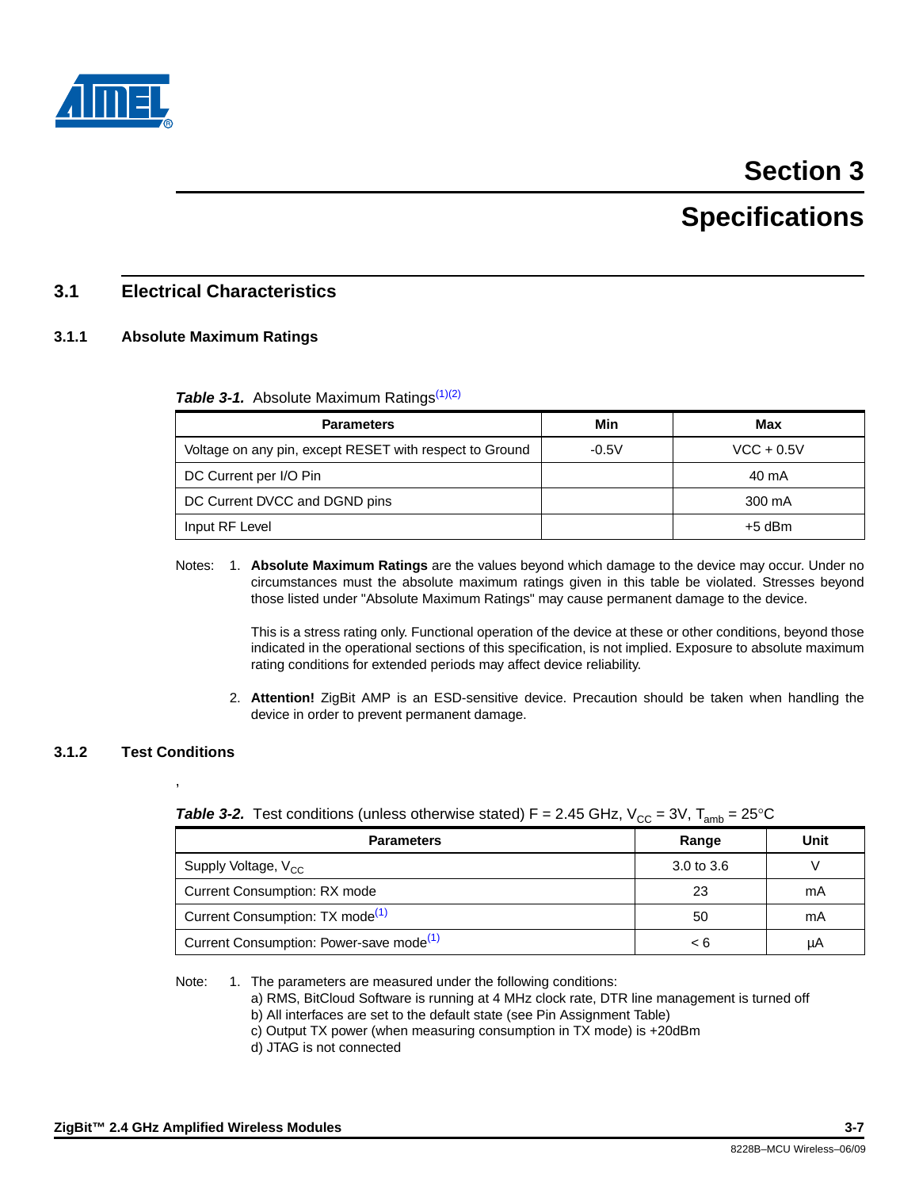# Section 3

# Specifications

## 3.1 Electrical Characteristics

### 3.1.1 Absolute Maximum Ratings

***Table 3-1.*** Absolute Maximum Ratings[1][2]

| Parameters | Min | Max |
|---|---|---|
| Voltage on any pin, except RESET with respect to Ground | -0.5V | VCC + 0.5V |
| DC Current per I/O Pin | | 40 mA |
| DC Current DVCC and DGND pins | | 300 mA |
| Input RF Level | | +5 dBm |

Notes: 1. **Absolute Maximum Ratings** are the values beyond which damage to the device may occur. Under no circumstances must the absolute maximum ratings given in this table be violated. Stresses beyond those listed under "Absolute Maximum Ratings" may cause permanent damage to the device.

This is a stress rating only. Functional operation of the device at these or other conditions, beyond those indicated in the operational sections of this specification, is not implied. Exposure to absolute maximum rating conditions for extended periods may affect device reliability.

2. **Attention!** ZigBit AMP is an ESD-sensitive device. Precaution should be taken when handling the device in order to prevent permanent damage.

### 3.1.2 Test Conditions

,

***Table 3-2.*** Test conditions (unless otherwise stated) F = 2.45 GHz, $V_{CC}$ = 3V, $T_{amb}$ = 25°C

| Parameters | Range | Unit |
|---|---|---|
| Supply Voltage, $V_{CC}$ | 3.0 to 3.6 | V |
| Current Consumption: RX mode | 23 | mA |
| Current Consumption: TX mode[1] | 50 | mA |
| Current Consumption: Power-save mode[1] | < 6 | µA |

Note: 1. The parameters are measured under the following conditions:
a) RMS, BitCloud Software is running at 4 MHz clock rate, DTR line management is turned off
b) All interfaces are set to the default state (see Pin Assignment Table)
c) Output TX power (when measuring consumption in TX mode) is +20dBm
d) JTAG is not connected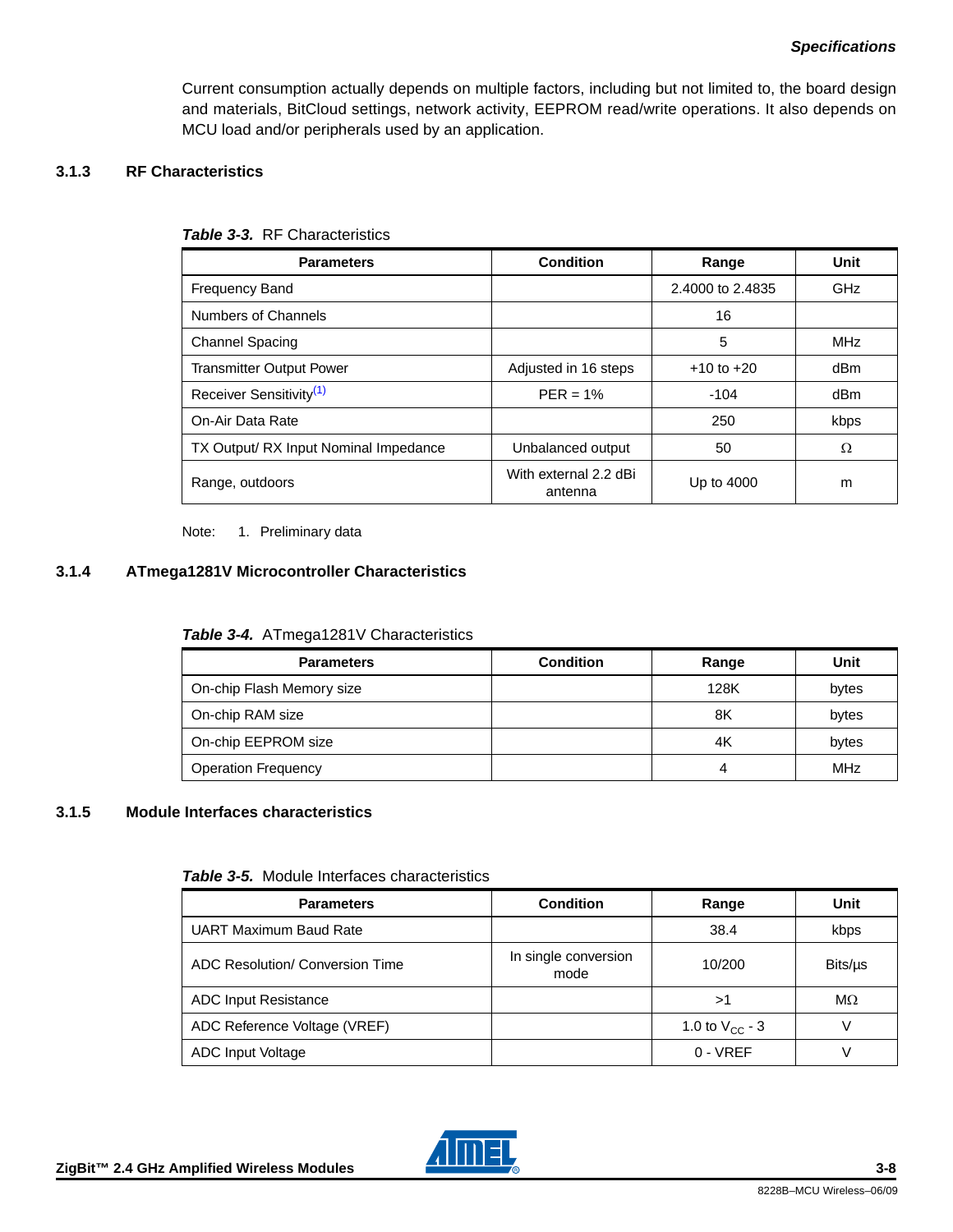Current consumption actually depends on multiple factors, including but not limited to, the board design and materials, BitCloud settings, network activity, EEPROM read/write operations. It also depends on MCU load and/or peripherals used by an application.

### 3.1.3 RF Characteristics

***Table 3-3.*** RF Characteristics

| Parameters | Condition | Range | Unit |
|---|---|---|---|
| Frequency Band | | 2.4000 to 2.4835 | GHz |
| Numbers of Channels | | 16 | |
| Channel Spacing | | 5 | MHz |
| Transmitter Output Power | Adjusted in 16 steps | +10 to +20 | dBm |
| Receiver Sensitivity[1] | PER = 1% | -104 | dBm |
| On-Air Data Rate | | 250 | kbps |
| TX Output/ RX Input Nominal Impedance | Unbalanced output | 50 | Ω |
| Range, outdoors | With external 2.2 dBi antenna | Up to 4000 | m |

Note: 1. Preliminary data

### 3.1.4 ATmega1281V Microcontroller Characteristics

***Table 3-4.*** ATmega1281V Characteristics

| Parameters | Condition | Range | Unit |
|---|---|---|---|
| On-chip Flash Memory size | | 128K | bytes |
| On-chip RAM size | | 8K | bytes |
| On-chip EEPROM size | | 4K | bytes |
| Operation Frequency | | 4 | MHz |

### 3.1.5 Module Interfaces characteristics

***Table 3-5.*** Module Interfaces characteristics

| Parameters | Condition | Range | Unit |
|---|---|---|---|
| UART Maximum Baud Rate | | 38.4 | kbps |
| ADC Resolution/ Conversion Time | In single conversion mode | 10/200 | Bits/µs |
| ADC Input Resistance | | >1 | MΩ |
| ADC Reference Voltage (VREF) | | 1.0 to $V_{CC}$ - 3 | V |
| ADC Input Voltage | | 0 - VREF | V |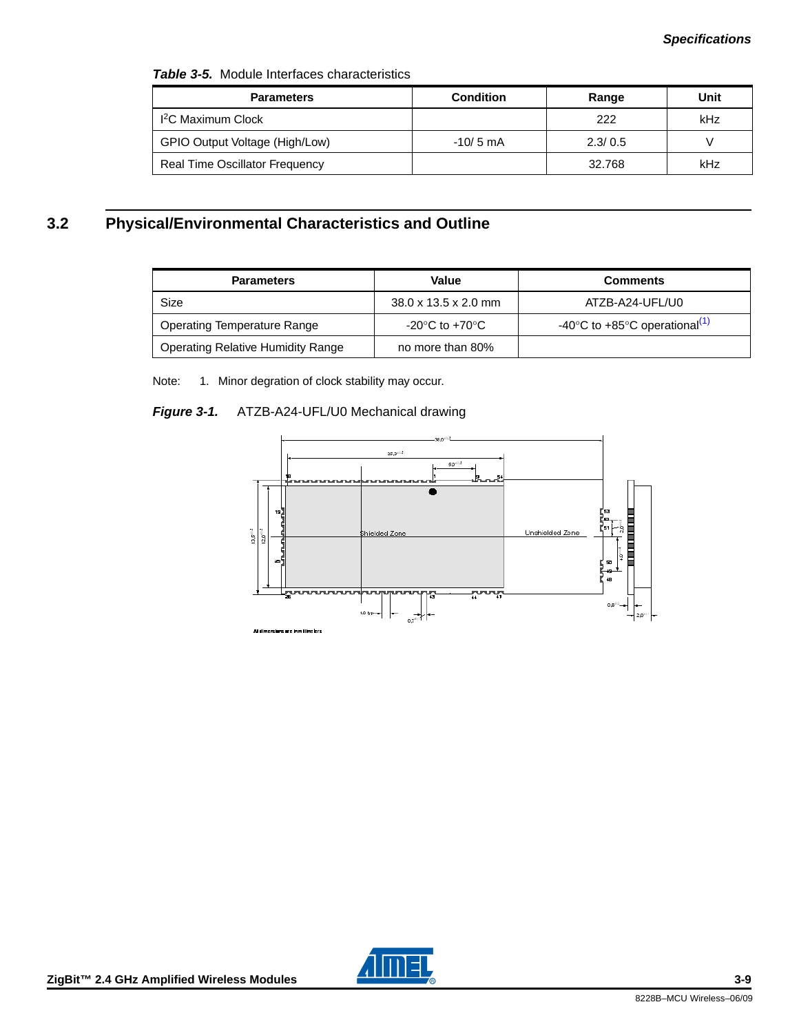**Table 3-5.** Module Interfaces characteristics

| Parameters | Condition | Range | Unit |
| --- | --- | --- | --- |
| I²C Maximum Clock | | 222 | kHz |
| GPIO Output Voltage (High/Low) | -10/ 5 mA | 2.3/ 0.5 | V |
| Real Time Oscillator Frequency | | 32.768 | kHz |

## 3.2 Physical/Environmental Characteristics and Outline

| Parameters | Value | Comments |
| --- | --- | --- |
| Size | 38.0 x 13.5 x 2.0 mm | ATZB-A24-UFL/U0 |
| Operating Temperature Range | -20°C to +70°C | -40°C to +85°C operational[(1)] |
| Operating Relative Humidity Range | no more than 80% | |

Note: 1. Minor degration of clock stability may occur.

***Figure 3-1.*** ATZB-A24-UFL/U0 Mechanical drawing

All dimensions are in millimeters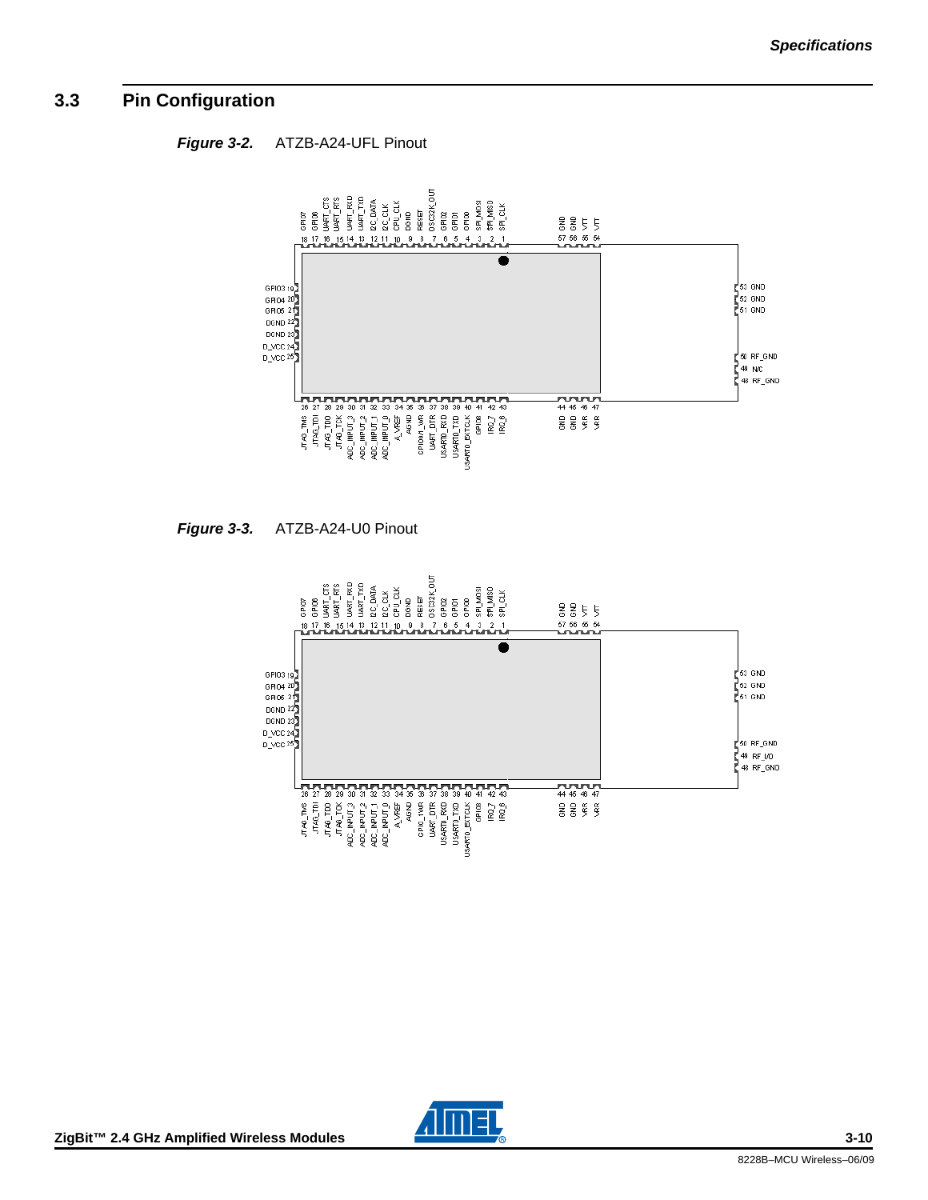## 3.3 Pin Configuration

***Figure 3-2.*** ATZB-A24-UFL Pinout

| Pin | Signal |
| --- | --- |
| 1 | SPI_CLK |
| 2 | SPI_MISO |
| 3 | SPI_MOSI |
| 4 | GPIO0 |
| 5 | GPIO1 |
| 6 | GPIO2 |
| 7 | OSC32K_OUT |
| 8 | RESET |
| 9 | DGND |
| 10 | CPU_CLK |
| 11 | I2C_CLK |
| 12 | I2C_DATA |
| 13 | UART_TXD |
| 14 | UART_RXD |
| 15 | UART_RTS |
| 16 | UART_CTS |
| 17 | GPIO6 |
| 18 | GPIO7 |
| 19 | GPIO3 |
| 20 | GPIO4 |
| 21 | GPIO5 |
| 22 | DGND |
| 23 | DGND |
| 24 | D_VCC |
| 25 | D_VCC |
| 26 | JTAG_TMS |
| 27 | JTAG_TDI |
| 28 | JTAG_TDO |
| 29 | JTAG_TCK |
| 30 | ADC_INPUT_3 |
| 31 | ADC_INPUT_2 |
| 32 | ADC_INPUT_1 |
| 33 | ADC_INPUT_0 |
| 34 | A_VREF |
| 35 | AGND |
| 36 | GPIO_1WR |
| 37 | UART_DTR |
| 38 | USART0_RXD |
| 39 | USART0_TXD |
| 40 | USART0_EXTCLK |
| 41 | GPIO8 |
| 42 | IRQ_7 |
| 43 | IRQ_6 |
| 44 | GND |
| 45 | GND |
| 46 | VRR |
| 47 | VRR |
| 48 | RF_GND |
| 49 | N/C |
| 50 | RF_GND |
| 51 | GND |
| 52 | GND |
| 53 | GND |
| 54 | VTT |
| 55 | VTT |
| 56 | GND |
| 57 | GND |

***Figure 3-3.*** ATZB-A24-U0 Pinout

| Pin | Signal |
| --- | --- |
| 1 | SPI_CLK |
| 2 | SPI_MISO |
| 3 | SPI_MOSI |
| 4 | GPIO0 |
| 5 | GPIO1 |
| 6 | GPIO2 |
| 7 | OSC32K_OUT |
| 8 | RESET |
| 9 | DGND |
| 10 | CPU_CLK |
| 11 | I2C_CLK |
| 12 | I2C_DATA |
| 13 | UART_TXD |
| 14 | UART_RXD |
| 15 | UART_RTS |
| 16 | UART_CTS |
| 17 | GPIO6 |
| 18 | GPIO7 |
| 19 | GPIO3 |
| 20 | GPIO4 |
| 21 | GPIO5 |
| 22 | DGND |
| 23 | DGND |
| 24 | D_VCC |
| 25 | D_VCC |
| 26 | JTAG_TMS |
| 27 | JTAG_TDI |
| 28 | JTAG_TDO |
| 29 | JTAG_TCK |
| 30 | ADC_INPUT_3 |
| 31 | ADC_INPUT_2 |
| 32 | ADC_INPUT_1 |
| 33 | ADC_INPUT_0 |
| 34 | A_VREF |
| 35 | AGND |
| 36 | GPIO_1WR |
| 37 | UART_DTR |
| 38 | USART0_RXD |
| 39 | USART0_TXD |
| 40 | USART0_EXTCLK |
| 41 | GPIO8 |
| 42 | IRQ_7 |
| 43 | IRQ_6 |
| 44 | GND |
| 45 | GND |
| 46 | VRR |
| 47 | VRR |
| 48 | RF_GND |
| 49 | RF_I/O |
| 50 | RF_GND |
| 51 | GND |
| 52 | GND |
| 53 | GND |
| 54 | VTT |
| 55 | VTT |
| 56 | GND |
| 57 | GND |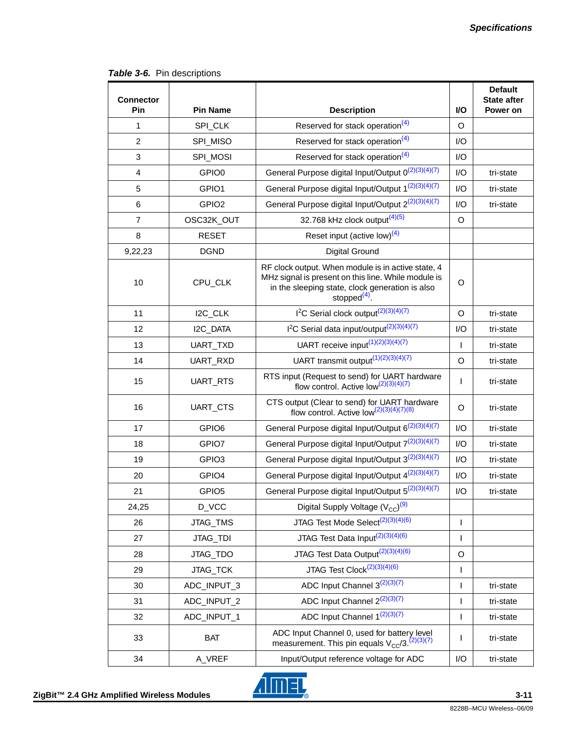**Table 3-6.** Pin descriptions

| Connector Pin | Pin Name | Description | I/O | Default State after Power on |
|---|---|---|---|---|
| 1 | SPI_CLK | Reserved for stack operation[4] | O | |
| 2 | SPI_MISO | Reserved for stack operation[4] | I/O | |
| 3 | SPI_MOSI | Reserved for stack operation[4] | I/O | |
| 4 | GPIO0 | General Purpose digital Input/Output 0[2][3][4][7] | I/O | tri-state |
| 5 | GPIO1 | General Purpose digital Input/Output 1[2][3][4][7] | I/O | tri-state |
| 6 | GPIO2 | General Purpose digital Input/Output 2[2][3][4][7] | I/O | tri-state |
| 7 | OSC32K_OUT | 32.768 kHz clock output[4][5] | O | |
| 8 | RESET | Reset input (active low)[4] | | |
| 9,22,23 | DGND | Digital Ground | | |
| 10 | CPU_CLK | RF clock output. When module is in active state, 4 MHz signal is present on this line. While module is in the sleeping state, clock generation is also stopped[4]. | O | |
| 11 | I2C_CLK | $I^2C$ Serial clock output[2][3][4][7] | O | tri-state |
| 12 | I2C_DATA | $I^2C$ Serial data input/output[2][3][4][7] | I/O | tri-state |
| 13 | UART_TXD | UART receive input[1][2][3][4][7] | I | tri-state |
| 14 | UART_RXD | UART transmit output[1][2][3][4][7] | O | tri-state |
| 15 | UART_RTS | RTS input (Request to send) for UART hardware flow control. Active low[2][3][4][7] | I | tri-state |
| 16 | UART_CTS | CTS output (Clear to send) for UART hardware flow control. Active low[2][3][4][7][8] | O | tri-state |
| 17 | GPIO6 | General Purpose digital Input/Output 6[2][3][4][7] | I/O | tri-state |
| 18 | GPIO7 | General Purpose digital Input/Output 7[2][3][4][7] | I/O | tri-state |
| 19 | GPIO3 | General Purpose digital Input/Output 3[2][3][4][7] | I/O | tri-state |
| 20 | GPIO4 | General Purpose digital Input/Output 4[2][3][4][7] | I/O | tri-state |
| 21 | GPIO5 | General Purpose digital Input/Output 5[2][3][4][7] | I/O | tri-state |
| 24,25 | D_VCC | Digital Supply Voltage ($V_{CC}$)[9] | | |
| 26 | JTAG_TMS | JTAG Test Mode Select[2][3][4][6] | I | |
| 27 | JTAG_TDI | JTAG Test Data Input[2][3][4][6] | I | |
| 28 | JTAG_TDO | JTAG Test Data Output[2][3][4][6] | O | |
| 29 | JTAG_TCK | JTAG Test Clock[2][3][4][6] | I | |
| 30 | ADC_INPUT_3 | ADC Input Channel 3[2][3][7] | I | tri-state |
| 31 | ADC_INPUT_2 | ADC Input Channel 2[2][3][7] | I | tri-state |
| 32 | ADC_INPUT_1 | ADC Input Channel 1[2][3][7] | I | tri-state |
| 33 | BAT | ADC Input Channel 0, used for battery level measurement. This pin equals $V_{CC}/3$.[2][3][7] | I | tri-state |
| 34 | A_VREF | Input/Output reference voltage for ADC | I/O | tri-state |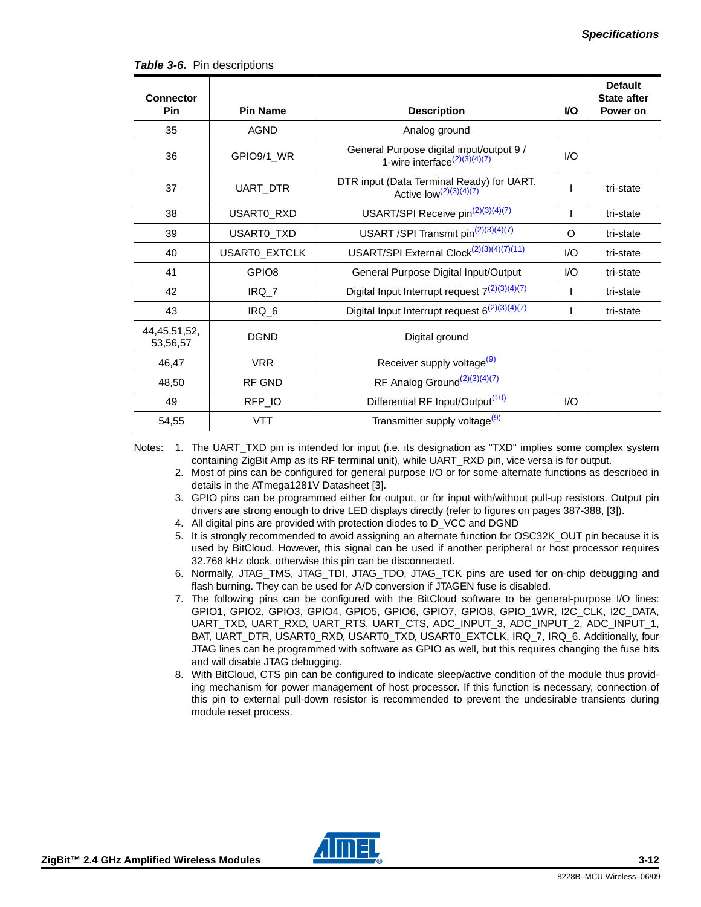**Table 3-6.** Pin descriptions

| Connector Pin | Pin Name | Description | I/O | Default State after Power on |
|---|---|---|---|---|
| 35 | AGND | Analog ground | | |
| 36 | GPIO9/1_WR | General Purpose digital input/output 9 / 1-wire interface(2)(3)(4)(7) | I/O | |
| 37 | UART_DTR | DTR input (Data Terminal Ready) for UART. Active low(2)(3)(4)(7) | I | tri-state |
| 38 | USART0_RXD | USART/SPI Receive pin(2)(3)(4)(7) | I | tri-state |
| 39 | USART0_TXD | USART /SPI Transmit pin(2)(3)(4)(7) | O | tri-state |
| 40 | USART0_EXTCLK | USART/SPI External Clock(2)(3)(4)(7)(11) | I/O | tri-state |
| 41 | GPIO8 | General Purpose Digital Input/Output | I/O | tri-state |
| 42 | IRQ_7 | Digital Input Interrupt request 7(2)(3)(4)(7) | I | tri-state |
| 43 | IRQ_6 | Digital Input Interrupt request 6(2)(3)(4)(7) | I | tri-state |
| 44,45,51,52, 53,56,57 | DGND | Digital ground | | |
| 46,47 | VRR | Receiver supply voltage(9) | | |
| 48,50 | RF GND | RF Analog Ground(2)(3)(4)(7) | | |
| 49 | RFP_IO | Differential RF Input/Output(10) | I/O | |
| 54,55 | VTT | Transmitter supply voltage(9) | | |

Notes:
1. The UART_TXD pin is intended for input (i.e. its designation as "TXD" implies some complex system containing ZigBit Amp as its RF terminal unit), while UART_RXD pin, vice versa is for output.
2. Most of pins can be configured for general purpose I/O or for some alternate functions as described in details in the ATmega1281V Datasheet [3].
3. GPIO pins can be programmed either for output, or for input with/without pull-up resistors. Output pin drivers are strong enough to drive LED displays directly (refer to figures on pages 387-388, [3]).
4. All digital pins are provided with protection diodes to D_VCC and DGND
5. It is strongly recommended to avoid assigning an alternate function for OSC32K_OUT pin because it is used by BitCloud. However, this signal can be used if another peripheral or host processor requires 32.768 kHz clock, otherwise this pin can be disconnected.
6. Normally, JTAG_TMS, JTAG_TDI, JTAG_TDO, JTAG_TCK pins are used for on-chip debugging and flash burning. They can be used for A/D conversion if JTAGEN fuse is disabled.
7. The following pins can be configured with the BitCloud software to be general-purpose I/O lines: GPIO1, GPIO2, GPIO3, GPIO4, GPIO5, GPIO6, GPIO7, GPIO8, GPIO_1WR, I2C_CLK, I2C_DATA, UART_TXD, UART_RXD, UART_RTS, UART_CTS, ADC_INPUT_3, ADC_INPUT_2, ADC_INPUT_1, BAT, UART_DTR, USART0_RXD, USART0_TXD, USART0_EXTCLK, IRQ_7, IRQ_6. Additionally, four JTAG lines can be programmed with software as GPIO as well, but this requires changing the fuse bits and will disable JTAG debugging.
8. With BitCloud, CTS pin can be configured to indicate sleep/active condition of the module thus providing mechanism for power management of host processor. If this function is necessary, connection of this pin to external pull-down resistor is recommended to prevent the undesirable transients during module reset process.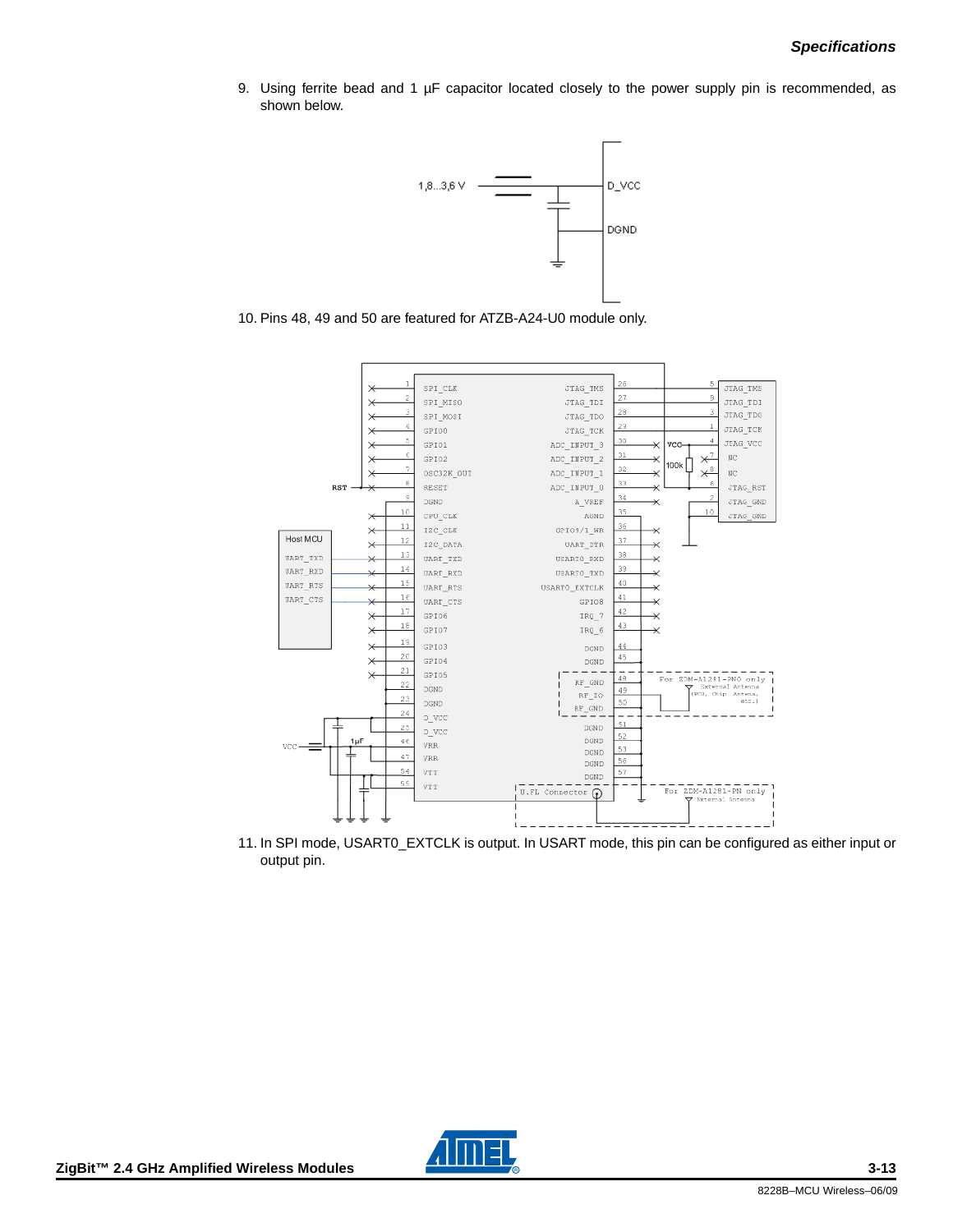9. Using ferrite bead and 1 µF capacitor located closely to the power supply pin is recommended, as shown below.

10. Pins 48, 49 and 50 are featured for ATZB-A24-U0 module only.

11. In SPI mode, USART0_EXTCLK is output. In USART mode, this pin can be configured as either input or output pin.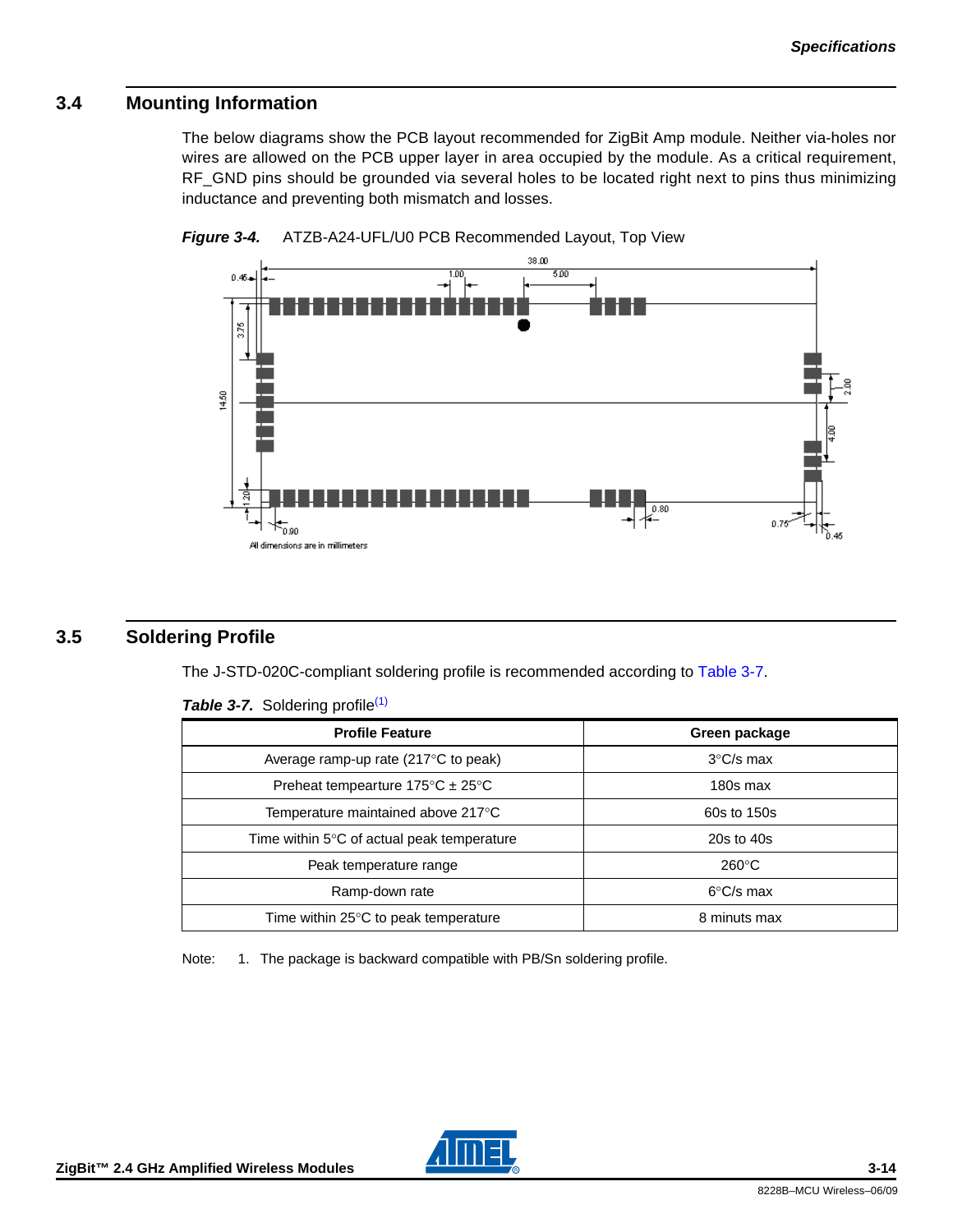## 3.4 Mounting Information

The below diagrams show the PCB layout recommended for ZigBit Amp module. Neither via-holes nor wires are allowed on the PCB upper layer in area occupied by the module. As a critical requirement, RF_GND pins should be grounded via several holes to be located right next to pins thus minimizing inductance and preventing both mismatch and losses.

***Figure 3-4.*** ATZB-A24-UFL/U0 PCB Recommended Layout, Top View

## 3.5 Soldering Profile

The J-STD-020C-compliant soldering profile is recommended according to Table 3-7.

***Table 3-7.*** Soldering profile[1]

| Profile Feature | Green package |
|---|---|
| Average ramp-up rate (217°C to peak) | 3°C/s max |
| Preheat tempearture 175°C ± 25°C | 180s max |
| Temperature maintained above 217°C | 60s to 150s |
| Time within 5°C of actual peak temperature | 20s to 40s |
| Peak temperature range | 260°C |
| Ramp-down rate | 6°C/s max |
| Time within 25°C to peak temperature | 8 minuts max |

Note: 1. The package is backward compatible with PB/Sn soldering profile.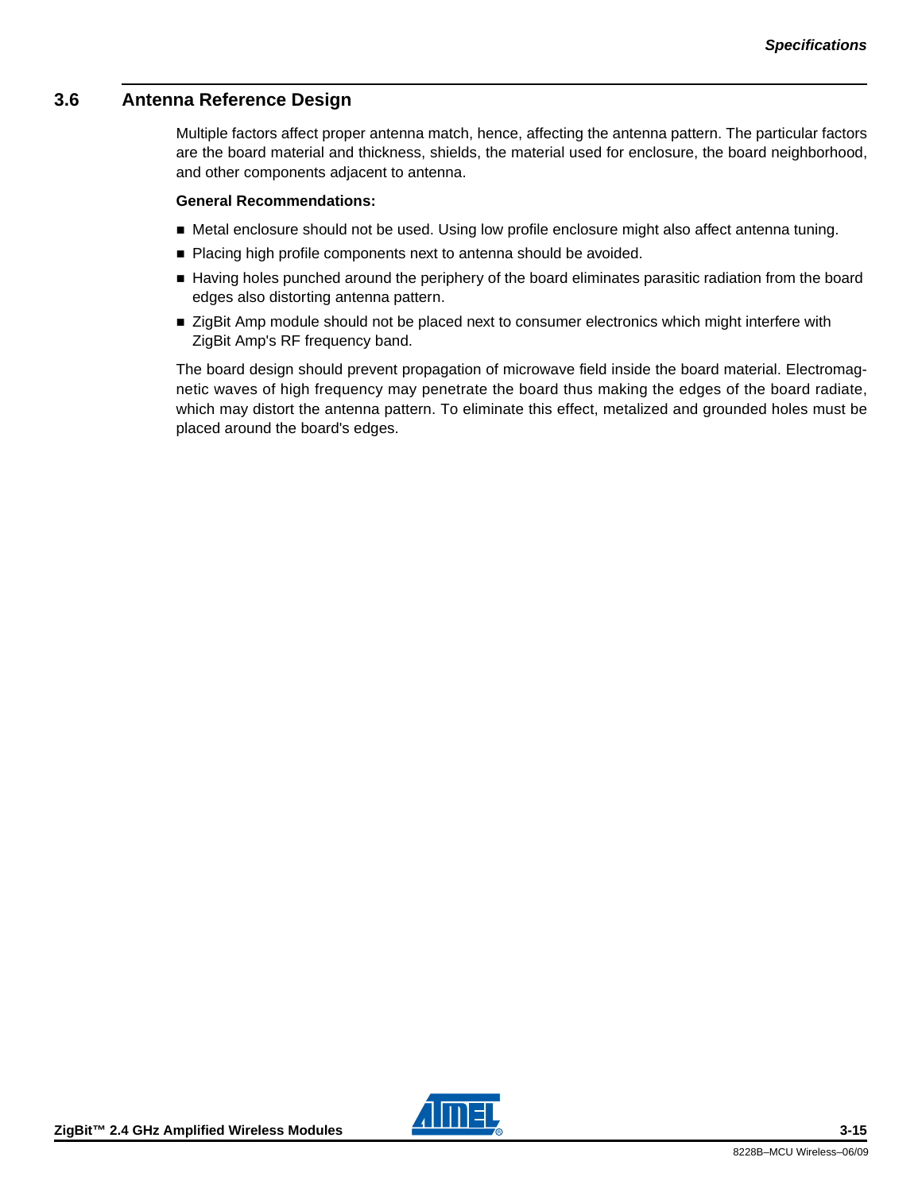## 3.6 Antenna Reference Design

Multiple factors affect proper antenna match, hence, affecting the antenna pattern. The particular factors are the board material and thickness, shields, the material used for enclosure, the board neighborhood, and other components adjacent to antenna.

**General Recommendations:**

- Metal enclosure should not be used. Using low profile enclosure might also affect antenna tuning.
- Placing high profile components next to antenna should be avoided.
- Having holes punched around the periphery of the board eliminates parasitic radiation from the board edges also distorting antenna pattern.
- ZigBit Amp module should not be placed next to consumer electronics which might interfere with ZigBit Amp's RF frequency band.

The board design should prevent propagation of microwave field inside the board material. Electromagnetic waves of high frequency may penetrate the board thus making the edges of the board radiate, which may distort the antenna pattern. To eliminate this effect, metalized and grounded holes must be placed around the board's edges.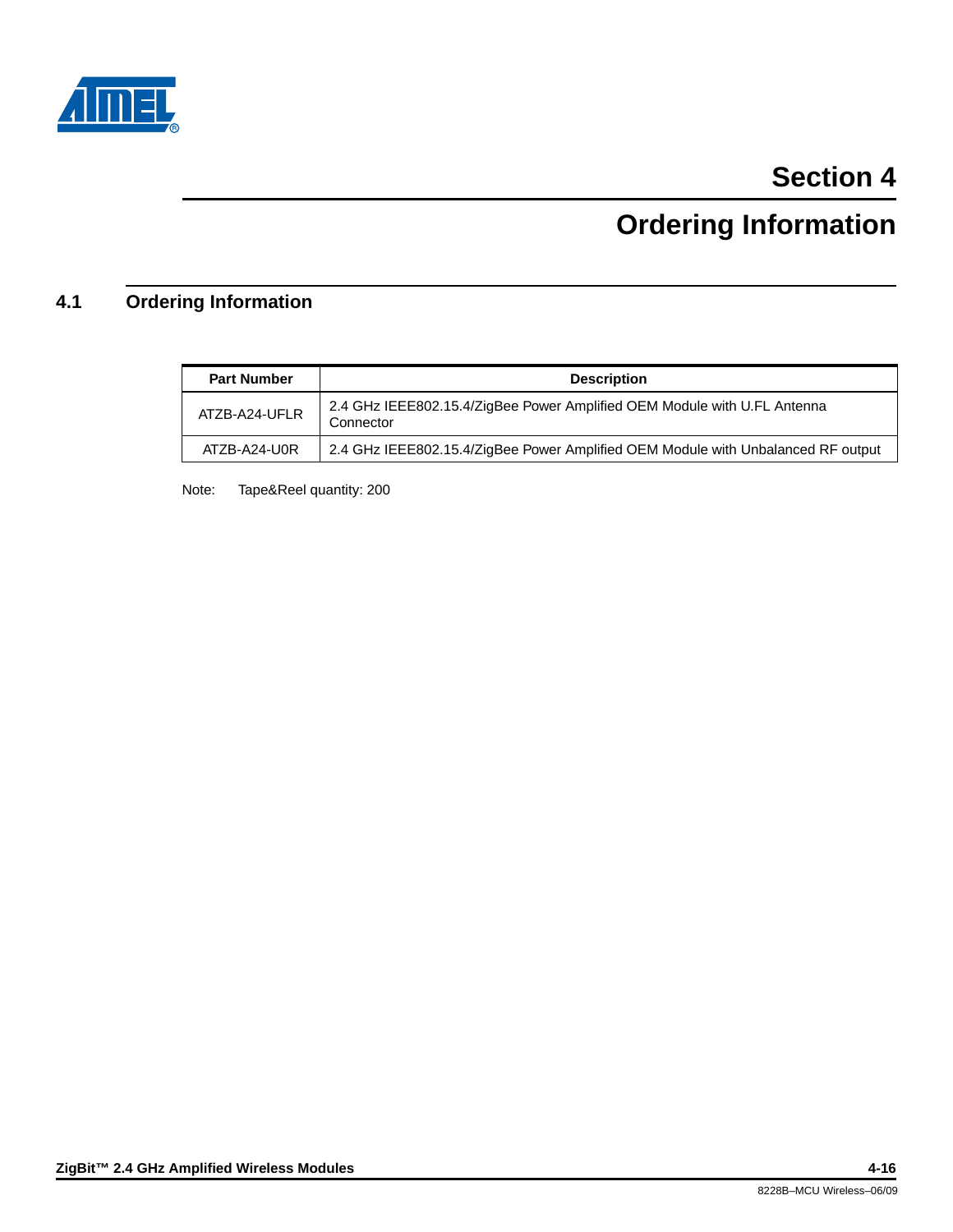# Section 4

# Ordering Information

## 4.1 Ordering Information

| Part Number | Description |
|---|---|
| ATZB-A24-UFLR | 2.4 GHz IEEE802.15.4/ZigBee Power Amplified OEM Module with U.FL Antenna Connector |
| ATZB-A24-U0R | 2.4 GHz IEEE802.15.4/ZigBee Power Amplified OEM Module with Unbalanced RF output |

Note: Tape&Reel quantity: 200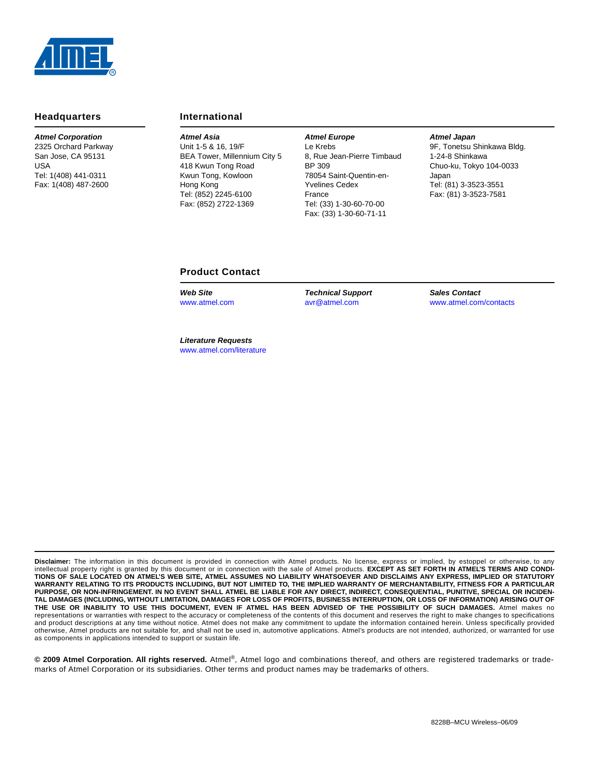## Headquarters

***Atmel Corporation***
2325 Orchard Parkway
San Jose, CA 95131
USA
Tel: 1(408) 441-0311
Fax: 1(408) 487-2600

## International

***Atmel Asia***
Unit 1-5 & 16, 19/F
BEA Tower, Millennium City 5
418 Kwun Tong Road
Kwun Tong, Kowloon
Hong Kong
Tel: (852) 2245-6100
Fax: (852) 2722-1369

***Atmel Europe***
Le Krebs
8, Rue Jean-Pierre Timbaud
BP 309
78054 Saint-Quentin-en-Yvelines Cedex
France
Tel: (33) 1-30-60-70-00
Fax: (33) 1-30-60-71-11

***Atmel Japan***
9F, Tonetsu Shinkawa Bldg.
1-24-8 Shinkawa
Chuo-ku, Tokyo 104-0033
Japan
Tel: (81) 3-3523-3551
Fax: (81) 3-3523-7581

## Product Contact

***Web Site***
www.atmel.com

***Technical Support***
avr@atmel.com

***Sales Contact***
www.atmel.com/contacts

***Literature Requests***
www.atmel.com/literature

**Disclaimer:** The information in this document is provided in connection with Atmel products. No license, express or implied, by estoppel or otherwise, to any intellectual property right is granted by this document or in connection with the sale of Atmel products. **EXCEPT AS SET FORTH IN ATMEL'S TERMS AND CONDITIONS OF SALE LOCATED ON ATMEL'S WEB SITE, ATMEL ASSUMES NO LIABILITY WHATSOEVER AND DISCLAIMS ANY EXPRESS, IMPLIED OR STATUTORY WARRANTY RELATING TO ITS PRODUCTS INCLUDING, BUT NOT LIMITED TO, THE IMPLIED WARRANTY OF MERCHANTABILITY, FITNESS FOR A PARTICULAR PURPOSE, OR NON-INFRINGEMENT. IN NO EVENT SHALL ATMEL BE LIABLE FOR ANY DIRECT, INDIRECT, CONSEQUENTIAL, PUNITIVE, SPECIAL OR INCIDENTAL DAMAGES (INCLUDING, WITHOUT LIMITATION, DAMAGES FOR LOSS OF PROFITS, BUSINESS INTERRUPTION, OR LOSS OF INFORMATION) ARISING OUT OF THE USE OR INABILITY TO USE THIS DOCUMENT, EVEN IF ATMEL HAS BEEN ADVISED OF THE POSSIBILITY OF SUCH DAMAGES.** Atmel makes no representations or warranties with respect to the accuracy or completeness of the contents of this document and reserves the right to make changes to specifications and product descriptions at any time without notice. Atmel does not make any commitment to update the information contained herein. Unless specifically provided otherwise, Atmel products are not suitable for, and shall not be used in, automotive applications. Atmel's products are not intended, authorized, or warranted for use as components in applications intended to support or sustain life.

**© 2009 Atmel Corporation. All rights reserved.** Atmel®, Atmel logo and combinations thereof, and others are registered trademarks or trademarks of Atmel Corporation or its subsidiaries. Other terms and product names may be trademarks of others.

8228B–MCU Wireless–06/09